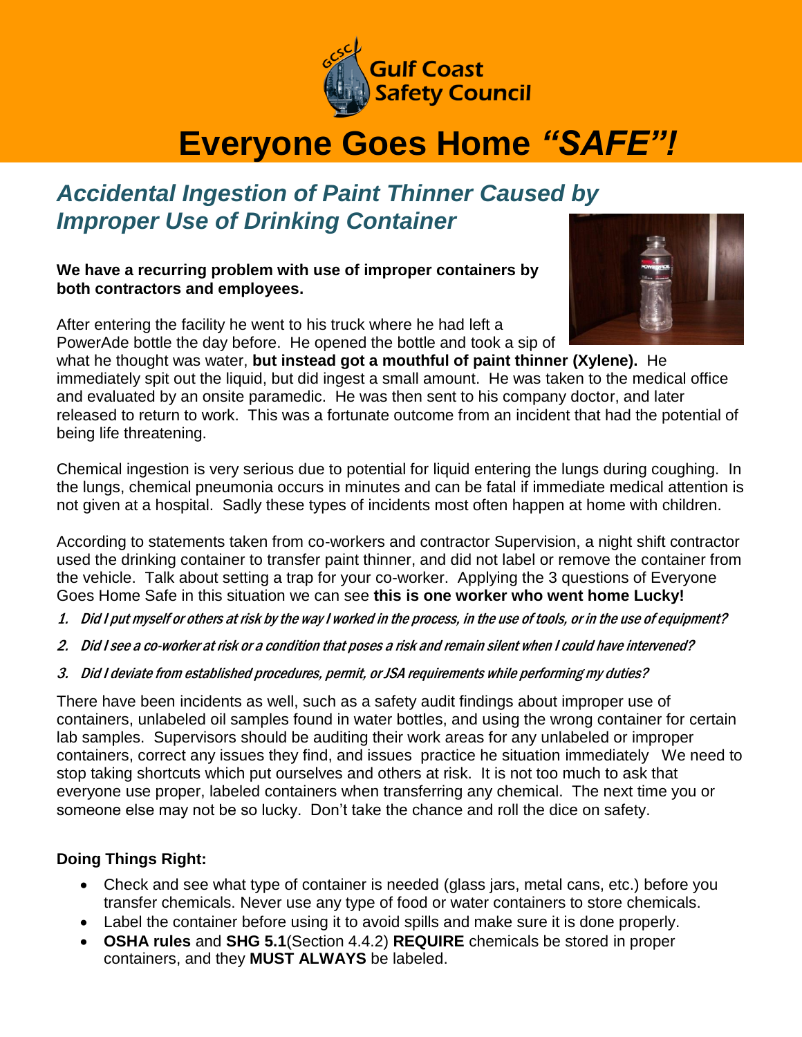Gulf Coast Safety Council

# Everyone Goes Home *"SAFE"!*

## *Accidental Ingestion of Paint Thinner Caused by Improper Use of Drinking Container*

**We have a recurring problem with use of improper containers by both contractors and employees.**

After entering the facility he went to his truck where he had left a PowerAde bottle the day before. He opened the bottle and took a sip of what he thought was water, **but instead got a mouthful of paint thinner (Xylene).** He immediately spit out the liquid, but did ingest a small amount. He was taken to the medical office and evaluated by an onsite paramedic. He was then sent to his company doctor, and later released to return to work. This was a fortunate outcome from an incident that had the potential of being life threatening.

Chemical ingestion is very serious due to potential for liquid entering the lungs during coughing. In the lungs, chemical pneumonia occurs in minutes and can be fatal if immediate medical attention is not given at a hospital. Sadly these types of incidents most often happen at home with children.

According to statements taken from co-workers and contractor Supervision, a night shift contractor used the drinking container to transfer paint thinner, and did not label or remove the container from the vehicle. Talk about setting a trap for your co-worker. Applying the 3 questions of Everyone Goes Home Safe in this situation we can see **this is one worker who went home Lucky!**

1. ***Did I put myself or others at risk by the way I worked in the process, in the use of tools, or in the use of equipment?***
2. ***Did I see a co-worker at risk or a condition that poses a risk and remain silent when I could have intervened?***
3. ***Did I deviate from established procedures, permit, or JSA requirements while performing my duties?***

There have been incidents as well, such as a safety audit findings about improper use of containers, unlabeled oil samples found in water bottles, and using the wrong container for certain lab samples. Supervisors should be auditing their work areas for any unlabeled or improper containers, correct any issues they find, and issues practice he situation immediately We need to stop taking shortcuts which put ourselves and others at risk. It is not too much to ask that everyone use proper, labeled containers when transferring any chemical. The next time you or someone else may not be so lucky. Don't take the chance and roll the dice on safety.

**Doing Things Right:**

- Check and see what type of container is needed (glass jars, metal cans, etc.) before you transfer chemicals. Never use any type of food or water containers to store chemicals.
- Label the container before using it to avoid spills and make sure it is done properly.
- **OSHA rules** and **SHG 5.1**(Section 4.4.2) **REQUIRE** chemicals be stored in proper containers, and they **MUST ALWAYS** be labeled.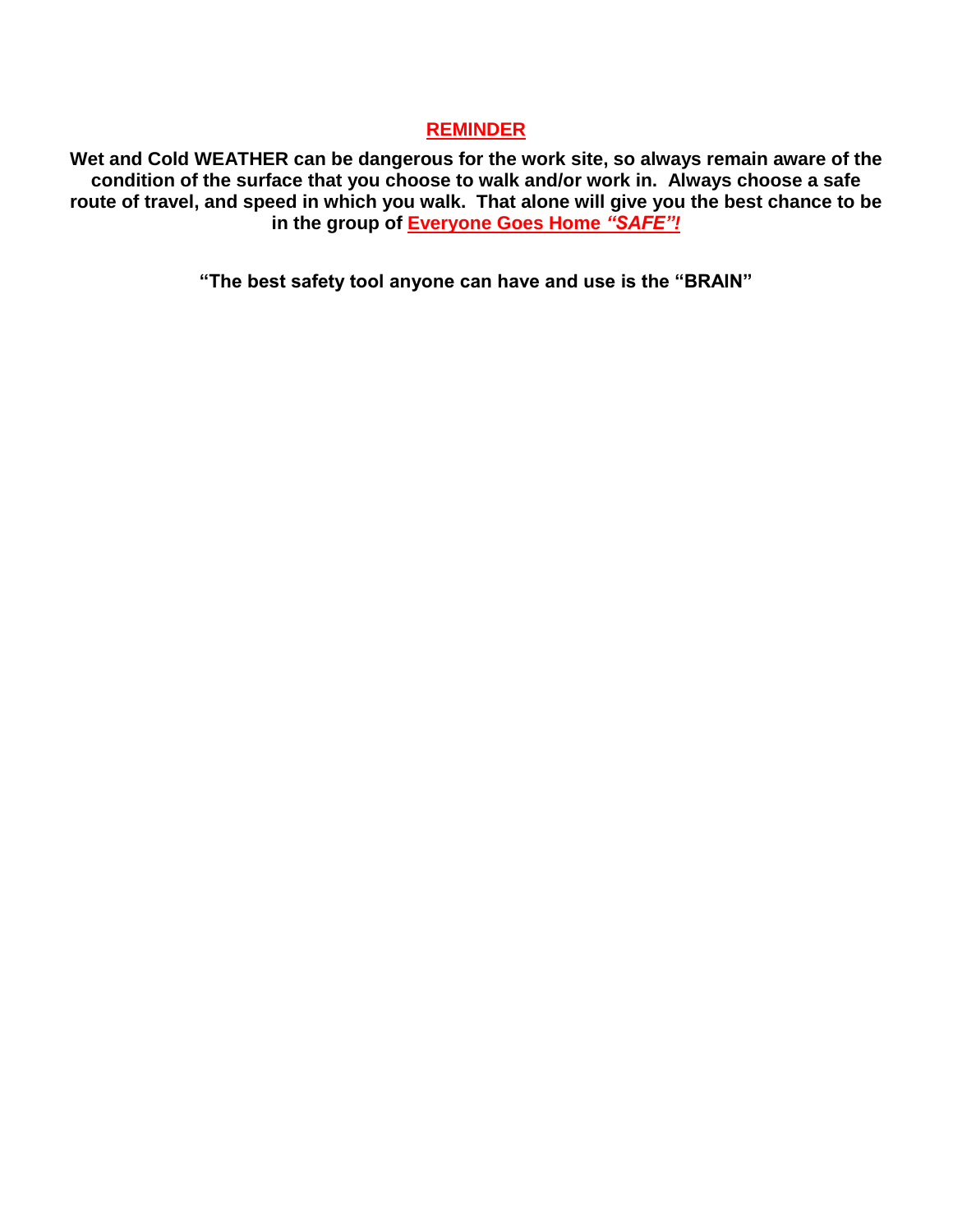## REMINDER

**Wet and Cold WEATHER can be dangerous for the work site, so always remain aware of the condition of the surface that you choose to walk and/or work in. Always choose a safe route of travel, and speed in which you walk. That alone will give you the best chance to be in the group of Everyone Goes Home *"SAFE"!***

**"The best safety tool anyone can have and use is the "BRAIN"**